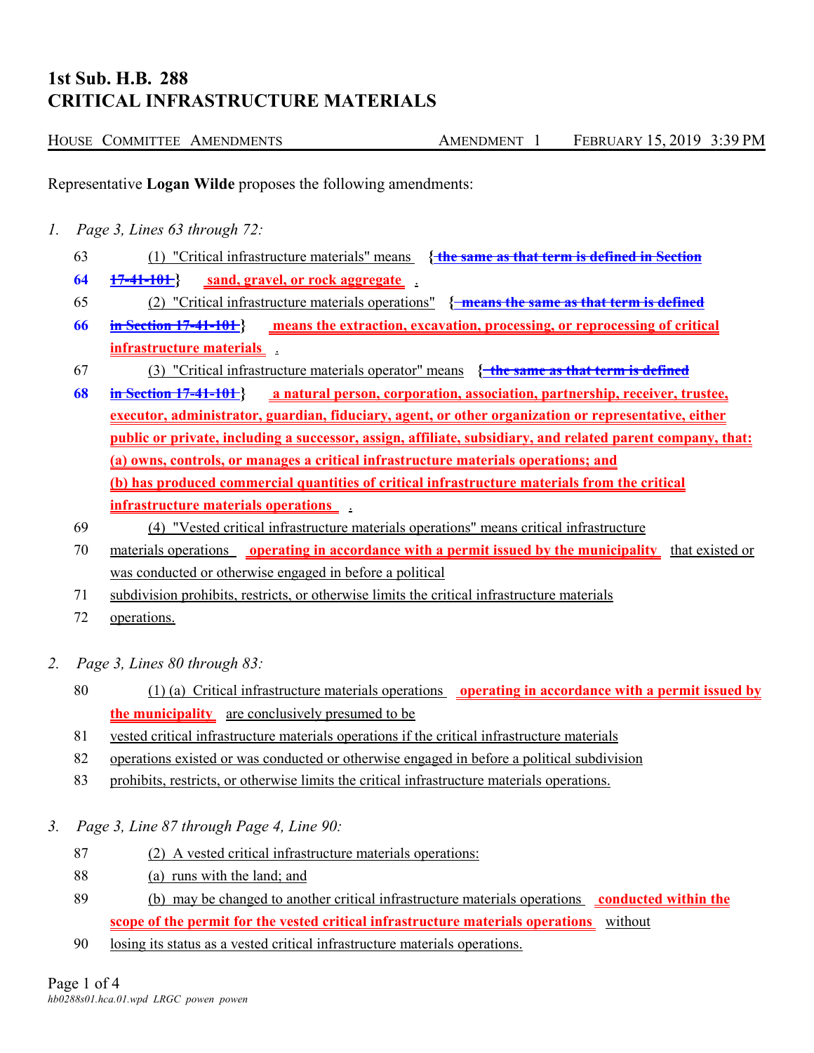# 1st Sub. H.B. 288
# CRITICAL INFRASTRUCTURE MATERIALS

HOUSE COMMITTEE AMENDMENTS — AMENDMENT 1 — FEBRUARY 15, 2019 3:39 PM

Representative **Logan Wilde** proposes the following amendments:

1. *Page 3, Lines 63 through 72:*

63 (1) "Critical infrastructure materials" means **{ the same as that term is defined in Section**

**64 17-41-101 }** **sand, gravel, or rock aggregate** .

65 (2) "Critical infrastructure materials operations" **{ means the same as that term is defined**

**66 in Section 17-41-101 }** **means the extraction, excavation, processing, or reprocessing of critical infrastructure materials** .

67 (3) "Critical infrastructure materials operator" means **{ the same as that term is defined**

**68 in Section 17-41-101 }** **a natural person, corporation, association, partnership, receiver, trustee, executor, administrator, guardian, fiduciary, agent, or other organization or representative, either public or private, including a successor, assign, affiliate, subsidiary, and related parent company, that:**
**(a) owns, controls, or manages a critical infrastructure materials operations; and**
**(b) has produced commercial quantities of critical infrastructure materials from the critical infrastructure materials operations** .

69 (4) "Vested critical infrastructure materials operations" means critical infrastructure

70 materials operations **operating in accordance with a permit issued by the municipality** that existed or was conducted or otherwise engaged in before a political

71 subdivision prohibits, restricts, or otherwise limits the critical infrastructure materials

72 operations.

2. *Page 3, Lines 80 through 83:*

80 (1) (a) Critical infrastructure materials operations **operating in accordance with a permit issued by the municipality** are conclusively presumed to be

81 vested critical infrastructure materials operations if the critical infrastructure materials

82 operations existed or was conducted or otherwise engaged in before a political subdivision

83 prohibits, restricts, or otherwise limits the critical infrastructure materials operations.

3. *Page 3, Line 87 through Page 4, Line 90:*

87 (2) A vested critical infrastructure materials operations:

88 (a) runs with the land; and

89 (b) may be changed to another critical infrastructure materials operations **conducted within the scope of the permit for the vested critical infrastructure materials operations** without

90 losing its status as a vested critical infrastructure materials operations.

*hb0288s01.hca.01.wpd LRGC powen powen*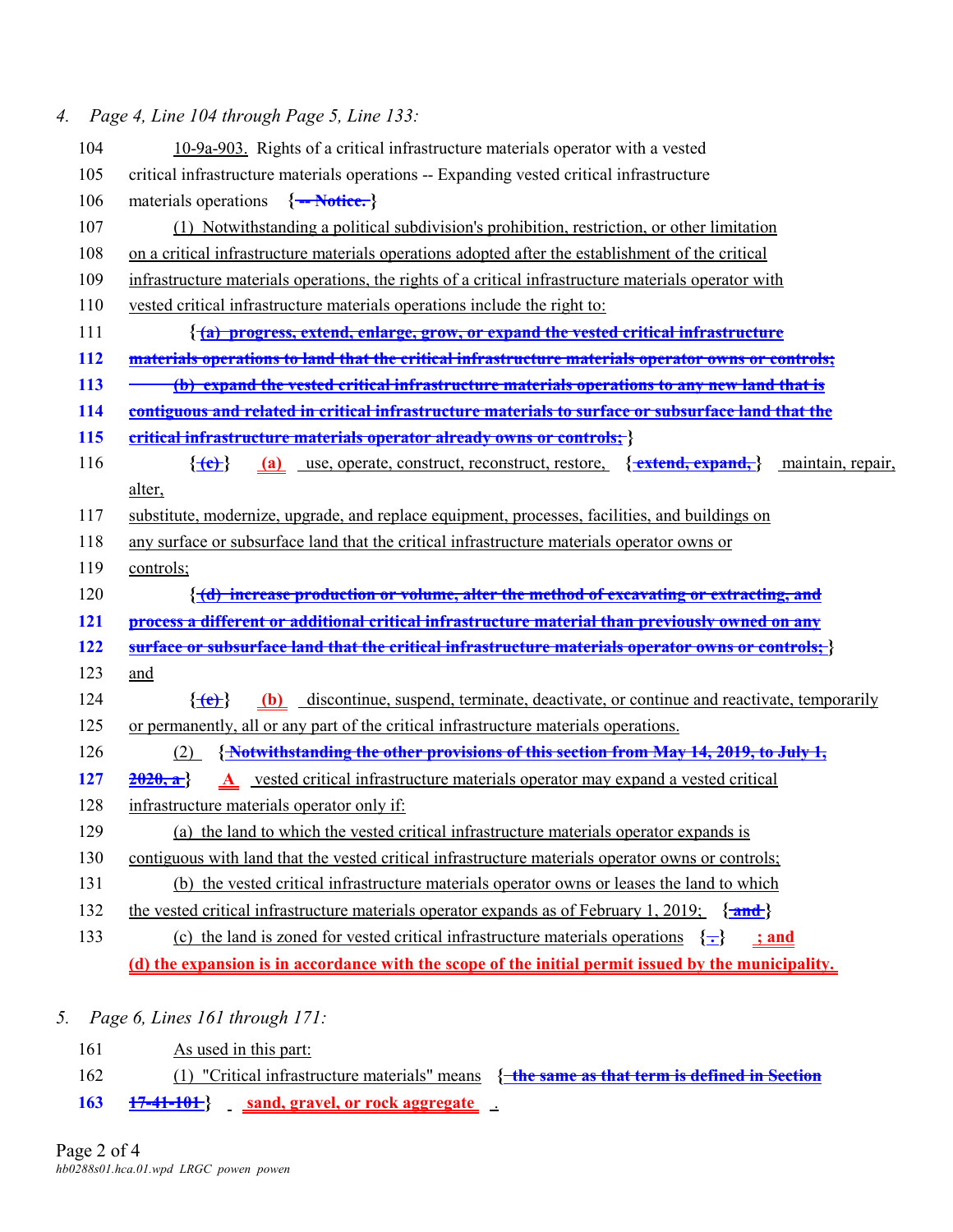*4. Page 4, Line 104 through Page 5, Line 133:*

104 10-9a-903. Rights of a critical infrastructure materials operator with a vested

105 critical infrastructure materials operations -- Expanding vested critical infrastructure

106 materials operations {-- Notice.}

107 (1) Notwithstanding a political subdivision's prohibition, restriction, or other limitation

108 on a critical infrastructure materials operations adopted after the establishment of the critical

109 infrastructure materials operations, the rights of a critical infrastructure materials operator with

110 vested critical infrastructure materials operations include the right to:

111 {(a) progress, extend, enlarge, grow, or expand the vested critical infrastructure

112 materials operations to land that the critical infrastructure materials operator owns or controls;

113 (b) expand the vested critical infrastructure materials operations to any new land that is

114 contiguous and related in critical infrastructure materials to surface or subsurface land that the

115 critical infrastructure materials operator already owns or controls;}

116 {(c)} **(a)** use, operate, construct, reconstruct, restore, {extend, expand,} maintain, repair, alter,

117 substitute, modernize, upgrade, and replace equipment, processes, facilities, and buildings on

118 any surface or subsurface land that the critical infrastructure materials operator owns or

119 controls;

120 {(d) increase production or volume, alter the method of excavating or extracting, and

121 process a different or additional critical infrastructure material than previously owned on any

122 surface or subsurface land that the critical infrastructure materials operator owns or controls;}

123 and

124 {(e)} **(b)** discontinue, suspend, terminate, deactivate, or continue and reactivate, temporarily

125 or permanently, all or any part of the critical infrastructure materials operations.

126 (2) {Notwithstanding the other provisions of this section from May 14, 2019, to July 1,

127 2020, a} **A** vested critical infrastructure materials operator may expand a vested critical

128 infrastructure materials operator only if:

129 (a) the land to which the vested critical infrastructure materials operator expands is

130 contiguous with land that the vested critical infrastructure materials operator owns or controls;

131 (b) the vested critical infrastructure materials operator owns or leases the land to which

132 the vested critical infrastructure materials operator expands as of February 1, 2019; {and}

133 (c) the land is zoned for vested critical infrastructure materials operations {.} **; and**

**(d) the expansion is in accordance with the scope of the initial permit issued by the municipality.**

*5. Page 6, Lines 161 through 171:*

161 As used in this part:

162 (1) "Critical infrastructure materials" means {the same as that term is defined in Section

163 17-41-101} **sand, gravel, or rock aggregate** .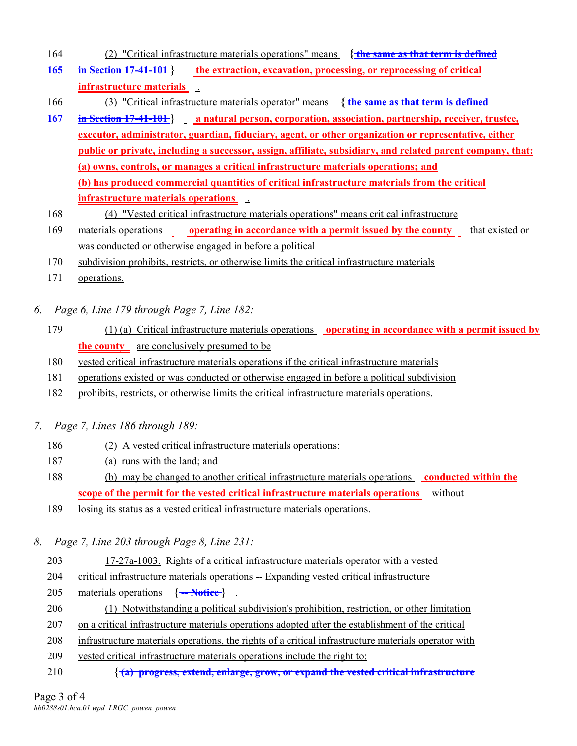164 (2) "Critical infrastructure materials operations" means {~~the same as that term is defined~~

165 ~~in Section 17-41-101~~} **the extraction, excavation, processing, or reprocessing of critical infrastructure materials**.

166 (3) "Critical infrastructure materials operator" means {~~the same as that term is defined~~

167 ~~in Section 17-41-101~~} **a natural person, corporation, association, partnership, receiver, trustee, executor, administrator, guardian, fiduciary, agent, or other organization or representative, either public or private, including a successor, assign, affiliate, subsidiary, and related parent company, that:**
**(a) owns, controls, or manages a critical infrastructure materials operations; and**
**(b) has produced commercial quantities of critical infrastructure materials from the critical infrastructure materials operations**.

168 (4) "Vested critical infrastructure materials operations" means critical infrastructure

169 materials operations **operating in accordance with a permit issued by the county** that existed or was conducted or otherwise engaged in before a political

170 subdivision prohibits, restricts, or otherwise limits the critical infrastructure materials

171 operations.

6. *Page 6, Line 179 through Page 7, Line 182:*

179 (1) (a) Critical infrastructure materials operations **operating in accordance with a permit issued by the county** are conclusively presumed to be

180 vested critical infrastructure materials operations if the critical infrastructure materials

181 operations existed or was conducted or otherwise engaged in before a political subdivision

182 prohibits, restricts, or otherwise limits the critical infrastructure materials operations.

7. *Page 7, Lines 186 through 189:*

186 (2) A vested critical infrastructure materials operations:

187 (a) runs with the land; and

188 (b) may be changed to another critical infrastructure materials operations **conducted within the scope of the permit for the vested critical infrastructure materials operations** without

189 losing its status as a vested critical infrastructure materials operations.

8. *Page 7, Line 203 through Page 8, Line 231:*

203 17-27a-1003. Rights of a critical infrastructure materials operator with a vested

204 critical infrastructure materials operations -- Expanding vested critical infrastructure

205 materials operations {~~-- Notice~~}.

206 (1) Notwithstanding a political subdivision's prohibition, restriction, or other limitation

207 on a critical infrastructure materials operations adopted after the establishment of the critical

208 infrastructure materials operations, the rights of a critical infrastructure materials operator with

209 vested critical infrastructure materials operations include the right to:

210 {~~(a) progress, extend, enlarge, grow, or expand the vested critical infrastructure~~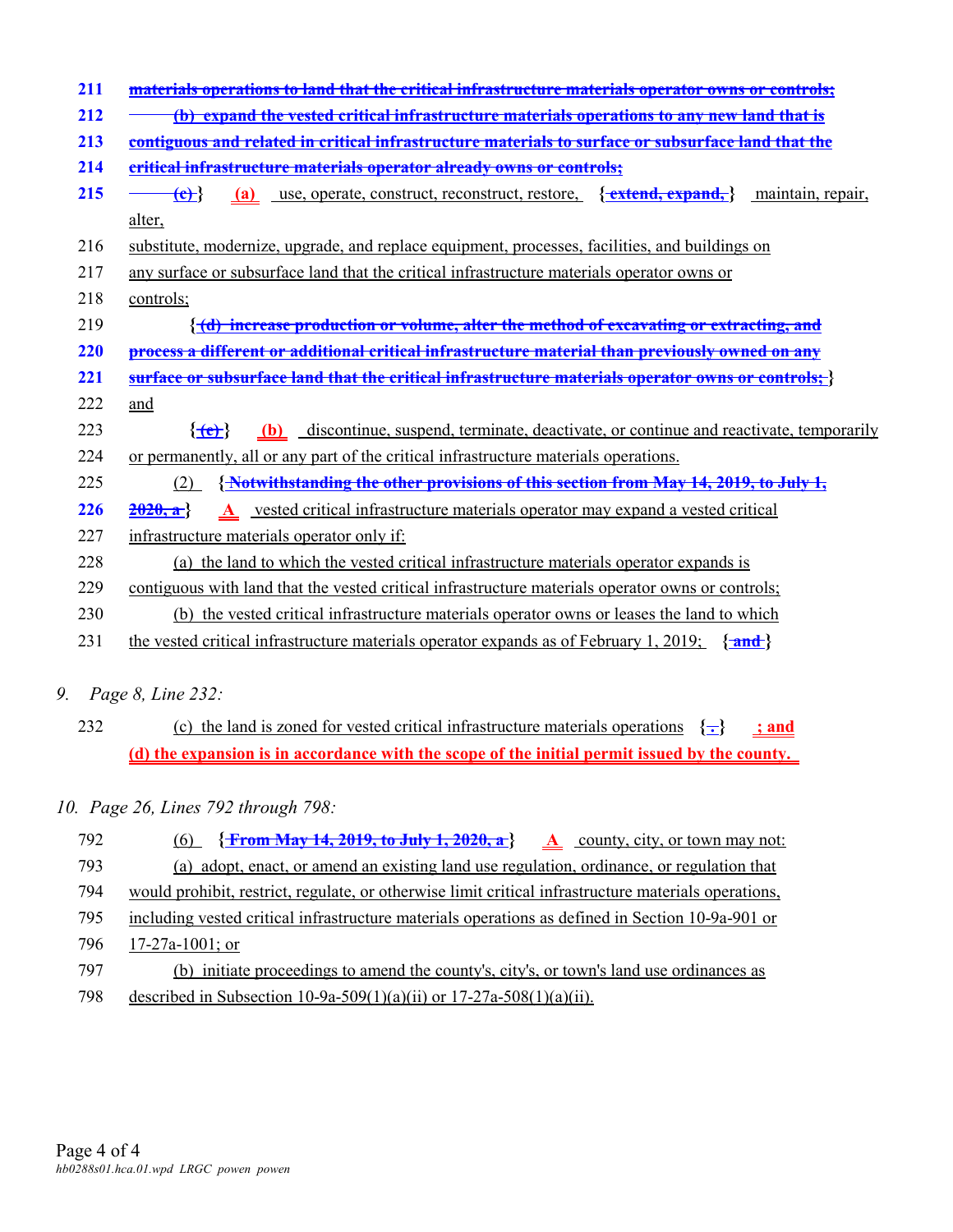211 ~~materials operations to land that the critical infrastructure materials operator owns or controls;~~

212 ~~(b) expand the vested critical infrastructure materials operations to any new land that is~~

213 ~~contiguous and related in critical infrastructure materials to surface or subsurface land that the~~

214 ~~critical infrastructure materials operator already owns or controls;~~

215 {~~(c)~~} **(a)** use, operate, construct, reconstruct, restore, {~~extend, expand,~~} maintain, repair, alter,

216 substitute, modernize, upgrade, and replace equipment, processes, facilities, and buildings on

217 any surface or subsurface land that the critical infrastructure materials operator owns or

218 controls;

219 {~~(d) increase production or volume, alter the method of excavating or extracting, and~~

220 ~~process a different or additional critical infrastructure material than previously owned on any~~

221 ~~surface or subsurface land that the critical infrastructure materials operator owns or controls;~~}

222 and

223 {~~(e)~~} **(b)** discontinue, suspend, terminate, deactivate, or continue and reactivate, temporarily

224 or permanently, all or any part of the critical infrastructure materials operations.

225 (2) {~~Notwithstanding the other provisions of this section from May 14, 2019, to July 1,~~

226 ~~2020, a~~} **A** vested critical infrastructure materials operator may expand a vested critical

227 infrastructure materials operator only if:

228 (a) the land to which the vested critical infrastructure materials operator expands is

229 contiguous with land that the vested critical infrastructure materials operator owns or controls;

230 (b) the vested critical infrastructure materials operator owns or leases the land to which

231 the vested critical infrastructure materials operator expands as of February 1, 2019; {~~and~~}

9. *Page 8, Line 232:*

232 (c) the land is zoned for vested critical infrastructure materials operations {~~.~~} **; and**
**(d) the expansion is in accordance with the scope of the initial permit issued by the county.**

10. *Page 26, Lines 792 through 798:*

792 (6) {~~From May 14, 2019, to July 1, 2020, a~~} **A** county, city, or town may not:

793 (a) adopt, enact, or amend an existing land use regulation, ordinance, or regulation that

794 would prohibit, restrict, regulate, or otherwise limit critical infrastructure materials operations,

795 including vested critical infrastructure materials operations as defined in Section 10-9a-901 or

796 17-27a-1001; or

797 (b) initiate proceedings to amend the county's, city's, or town's land use ordinances as

798 described in Subsection 10-9a-509(1)(a)(ii) or 17-27a-508(1)(a)(ii).

*hb0288s01.hca.01.wpd LRGC powen powen*